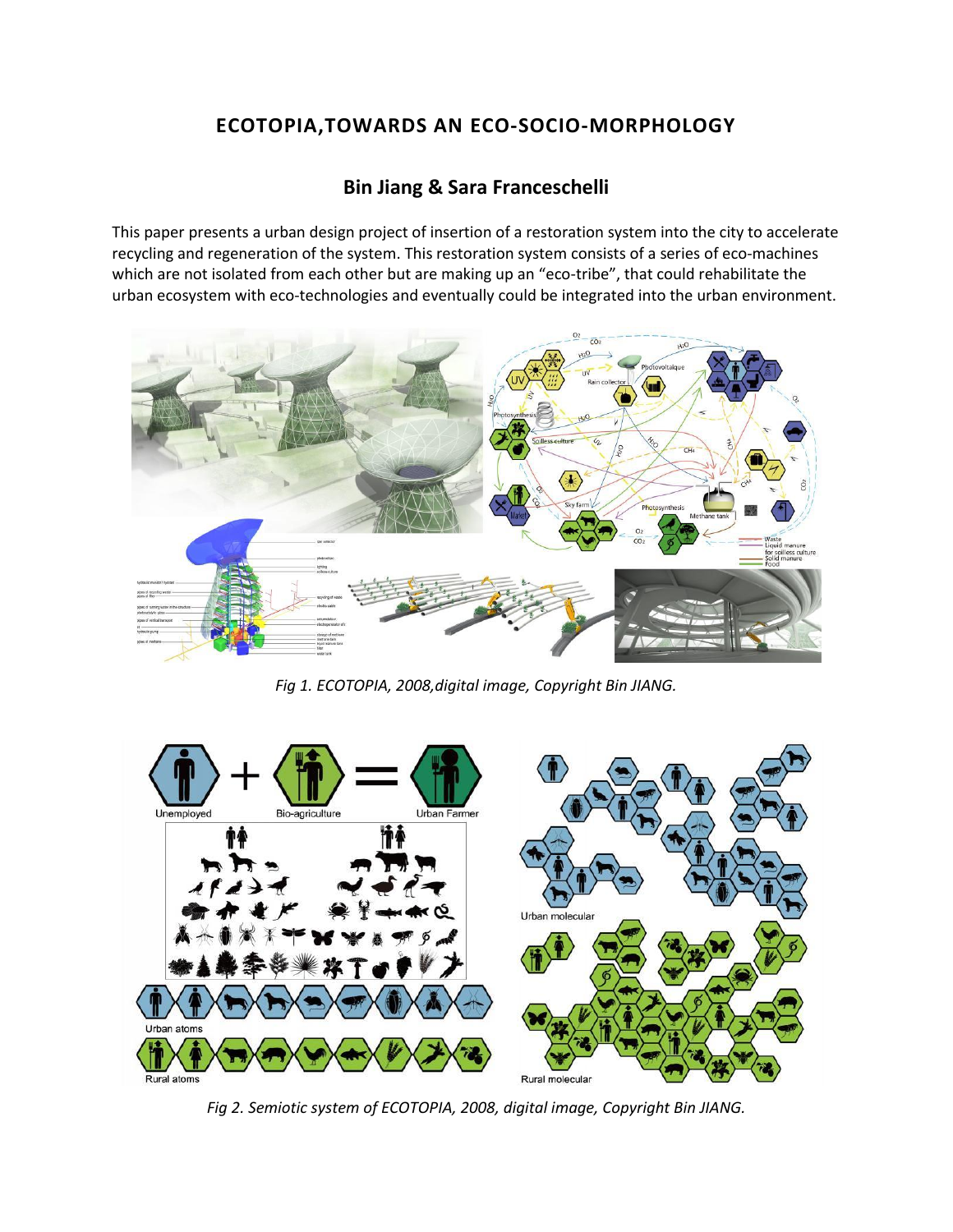# ECOTOPIA,TOWARDS AN ECO-SOCIO-MORPHOLOGY

## Bin Jiang & Sara Franceschelli

This paper presents a urban design project of insertion of a restoration system into the city to accelerate recycling and regeneration of the system. This restoration system consists of a series of eco-machines which are not isolated from each other but are making up an "eco-tribe", that could rehabilitate the urban ecosystem with eco-technologies and eventually could be integrated into the urban environment.

*Fig 1. ECOTOPIA, 2008,digital image, Copyright Bin JIANG.*

*Fig 2. Semiotic system of ECOTOPIA, 2008, digital image, Copyright Bin JIANG.*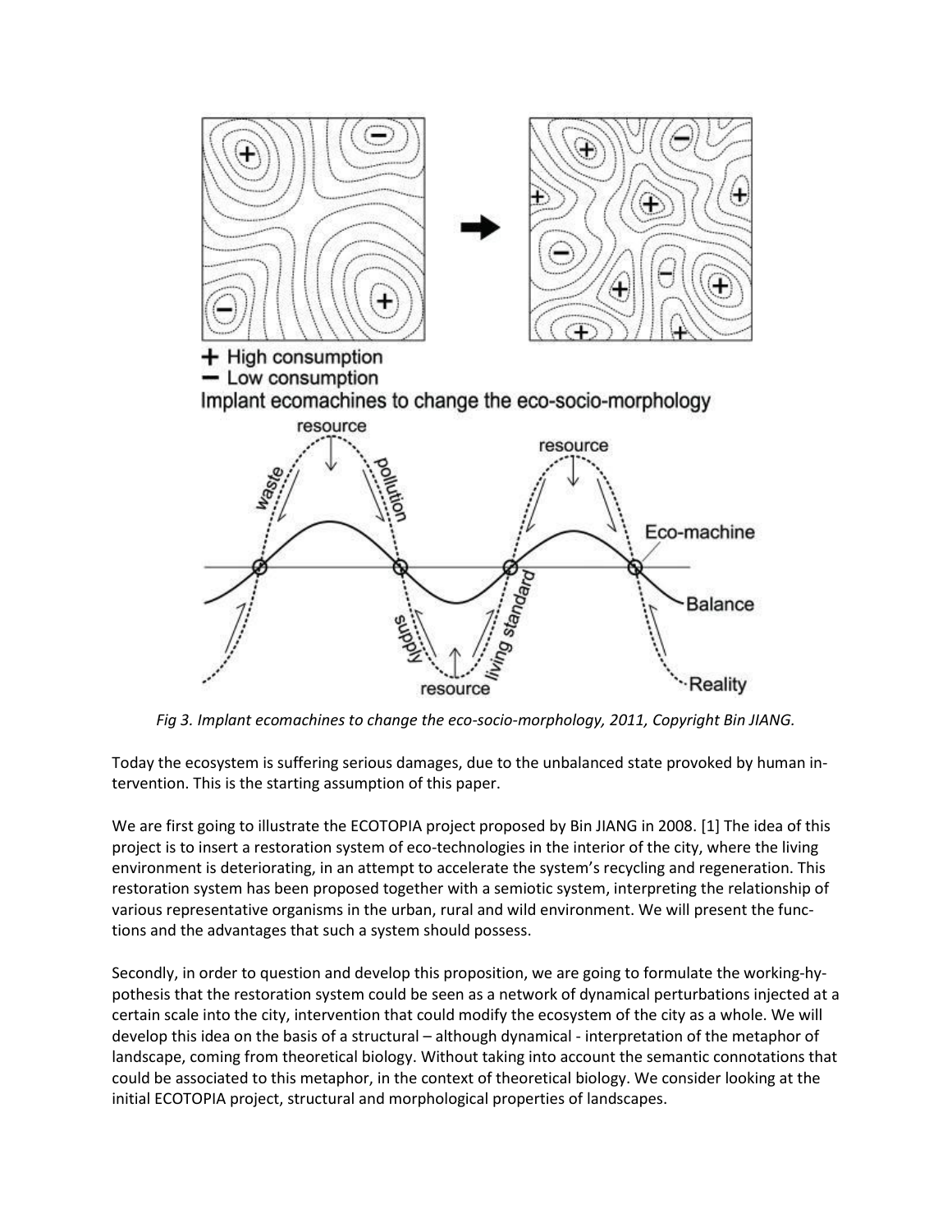*Fig 3. Implant ecomachines to change the eco-socio-morphology, 2011, Copyright Bin JIANG.*

Today the ecosystem is suffering serious damages, due to the unbalanced state provoked by human intervention. This is the starting assumption of this paper.

We are first going to illustrate the ECOTOPIA project proposed by Bin JIANG in 2008. [1] The idea of this project is to insert a restoration system of eco-technologies in the interior of the city, where the living environment is deteriorating, in an attempt to accelerate the system's recycling and regeneration. This restoration system has been proposed together with a semiotic system, interpreting the relationship of various representative organisms in the urban, rural and wild environment. We will present the functions and the advantages that such a system should possess.

Secondly, in order to question and develop this proposition, we are going to formulate the working-hypothesis that the restoration system could be seen as a network of dynamical perturbations injected at a certain scale into the city, intervention that could modify the ecosystem of the city as a whole. We will develop this idea on the basis of a structural – although dynamical - interpretation of the metaphor of landscape, coming from theoretical biology. Without taking into account the semantic connotations that could be associated to this metaphor, in the context of theoretical biology. We consider looking at the initial ECOTOPIA project, structural and morphological properties of landscapes.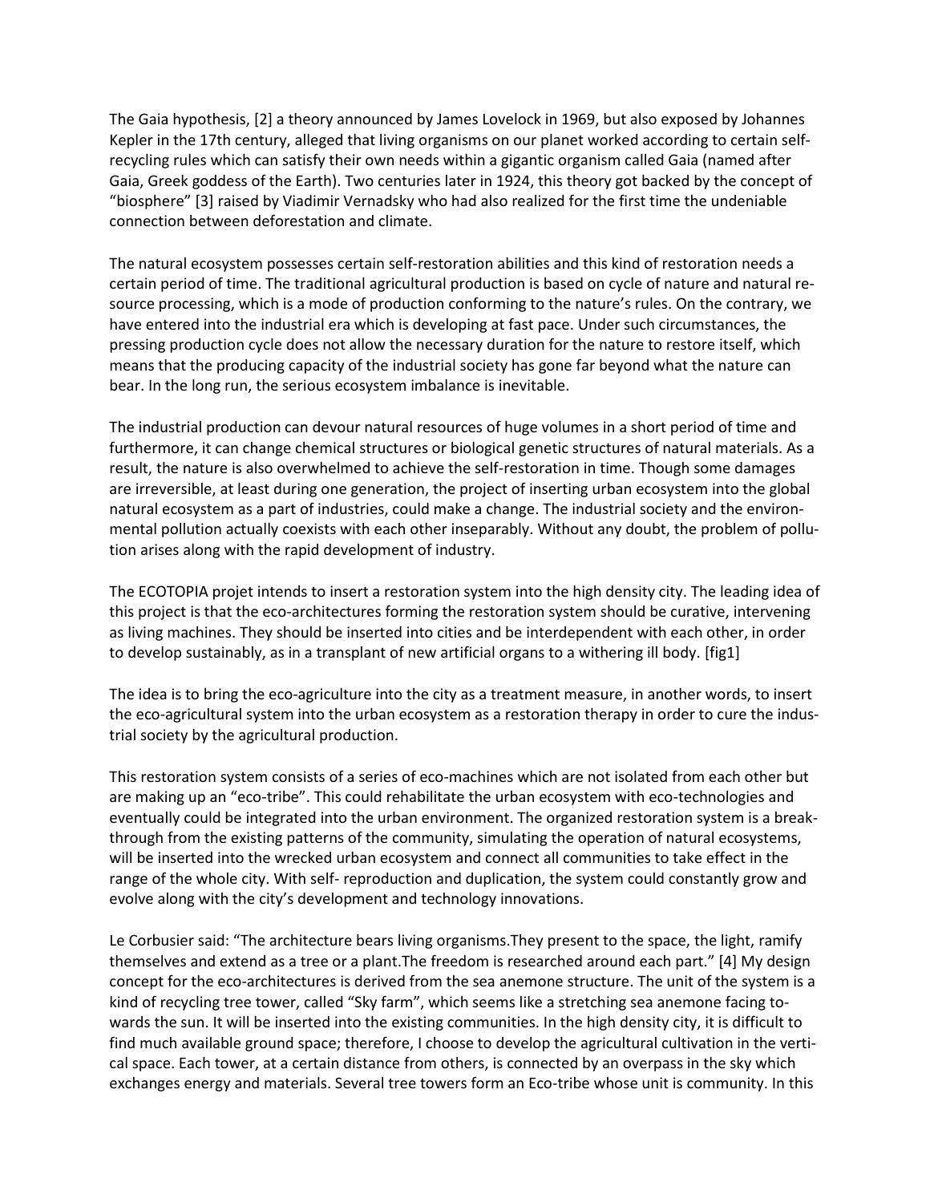The Gaia hypothesis, [2] a theory announced by James Lovelock in 1969, but also exposed by Johannes Kepler in the 17th century, alleged that living organisms on our planet worked according to certain self-recycling rules which can satisfy their own needs within a gigantic organism called Gaia (named after Gaia, Greek goddess of the Earth). Two centuries later in 1924, this theory got backed by the concept of "biosphere" [3] raised by Viadimir Vernadsky who had also realized for the first time the undeniable connection between deforestation and climate.

The natural ecosystem possesses certain self-restoration abilities and this kind of restoration needs a certain period of time. The traditional agricultural production is based on cycle of nature and natural resource processing, which is a mode of production conforming to the nature's rules. On the contrary, we have entered into the industrial era which is developing at fast pace. Under such circumstances, the pressing production cycle does not allow the necessary duration for the nature to restore itself, which means that the producing capacity of the industrial society has gone far beyond what the nature can bear. In the long run, the serious ecosystem imbalance is inevitable.

The industrial production can devour natural resources of huge volumes in a short period of time and furthermore, it can change chemical structures or biological genetic structures of natural materials. As a result, the nature is also overwhelmed to achieve the self-restoration in time. Though some damages are irreversible, at least during one generation, the project of inserting urban ecosystem into the global natural ecosystem as a part of industries, could make a change. The industrial society and the environmental pollution actually coexists with each other inseparably. Without any doubt, the problem of pollution arises along with the rapid development of industry.

The ECOTOPIA projet intends to insert a restoration system into the high density city. The leading idea of this project is that the eco-architectures forming the restoration system should be curative, intervening as living machines. They should be inserted into cities and be interdependent with each other, in order to develop sustainably, as in a transplant of new artificial organs to a withering ill body. [fig1]

The idea is to bring the eco-agriculture into the city as a treatment measure, in another words, to insert the eco-agricultural system into the urban ecosystem as a restoration therapy in order to cure the industrial society by the agricultural production.

This restoration system consists of a series of eco-machines which are not isolated from each other but are making up an "eco-tribe". This could rehabilitate the urban ecosystem with eco-technologies and eventually could be integrated into the urban environment. The organized restoration system is a breakthrough from the existing patterns of the community, simulating the operation of natural ecosystems, will be inserted into the wrecked urban ecosystem and connect all communities to take effect in the range of the whole city. With self- reproduction and duplication, the system could constantly grow and evolve along with the city's development and technology innovations.

Le Corbusier said: "The architecture bears living organisms.They present to the space, the light, ramify themselves and extend as a tree or a plant.The freedom is researched around each part." [4] My design concept for the eco-architectures is derived from the sea anemone structure. The unit of the system is a kind of recycling tree tower, called "Sky farm", which seems like a stretching sea anemone facing towards the sun. It will be inserted into the existing communities. In the high density city, it is difficult to find much available ground space; therefore, I choose to develop the agricultural cultivation in the vertical space. Each tower, at a certain distance from others, is connected by an overpass in the sky which exchanges energy and materials. Several tree towers form an Eco-tribe whose unit is community. In this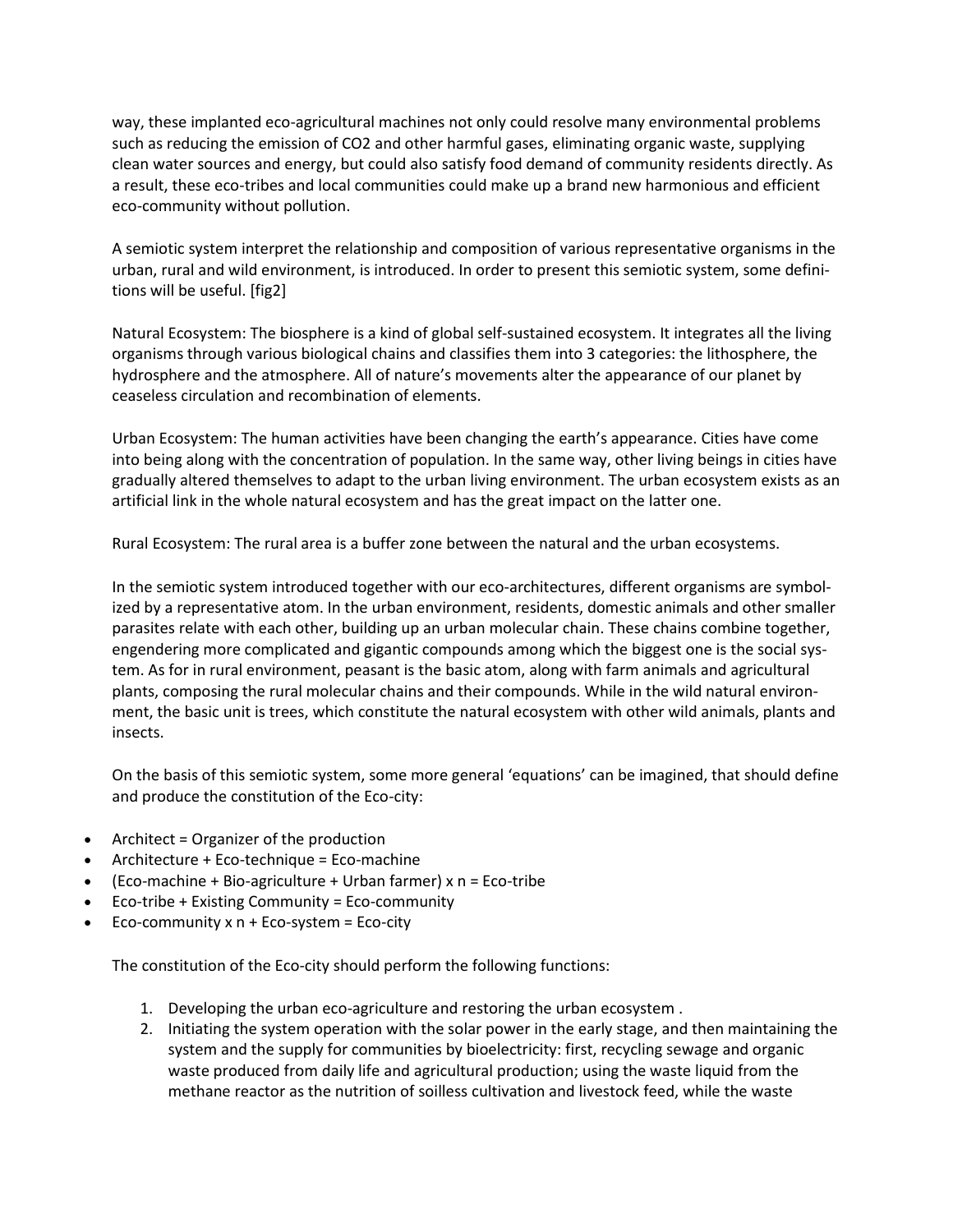way, these implanted eco-agricultural machines not only could resolve many environmental problems such as reducing the emission of $CO_2$ and other harmful gases, eliminating organic waste, supplying clean water sources and energy, but could also satisfy food demand of community residents directly. As a result, these eco-tribes and local communities could make up a brand new harmonious and efficient eco-community without pollution.

A semiotic system interpret the relationship and composition of various representative organisms in the urban, rural and wild environment, is introduced. In order to present this semiotic system, some definitions will be useful. [fig2]

Natural Ecosystem: The biosphere is a kind of global self-sustained ecosystem. It integrates all the living organisms through various biological chains and classifies them into 3 categories: the lithosphere, the hydrosphere and the atmosphere. All of nature's movements alter the appearance of our planet by ceaseless circulation and recombination of elements.

Urban Ecosystem: The human activities have been changing the earth's appearance. Cities have come into being along with the concentration of population. In the same way, other living beings in cities have gradually altered themselves to adapt to the urban living environment. The urban ecosystem exists as an artificial link in the whole natural ecosystem and has the great impact on the latter one.

Rural Ecosystem: The rural area is a buffer zone between the natural and the urban ecosystems.

In the semiotic system introduced together with our eco-architectures, different organisms are symbolized by a representative atom. In the urban environment, residents, domestic animals and other smaller parasites relate with each other, building up an urban molecular chain. These chains combine together, engendering more complicated and gigantic compounds among which the biggest one is the social system. As for in rural environment, peasant is the basic atom, along with farm animals and agricultural plants, composing the rural molecular chains and their compounds. While in the wild natural environment, the basic unit is trees, which constitute the natural ecosystem with other wild animals, plants and insects.

On the basis of this semiotic system, some more general 'equations' can be imagined, that should define and produce the constitution of the Eco-city:

- Architect = Organizer of the production
- Architecture + Eco-technique = Eco-machine
- (Eco-machine + Bio-agriculture + Urban farmer) x n = Eco-tribe
- Eco-tribe + Existing Community = Eco-community
- Eco-community x n + Eco-system = Eco-city

The constitution of the Eco-city should perform the following functions:

1. Developing the urban eco-agriculture and restoring the urban ecosystem .
2. Initiating the system operation with the solar power in the early stage, and then maintaining the system and the supply for communities by bioelectricity: first, recycling sewage and organic waste produced from daily life and agricultural production; using the waste liquid from the methane reactor as the nutrition of soilless cultivation and livestock feed, while the waste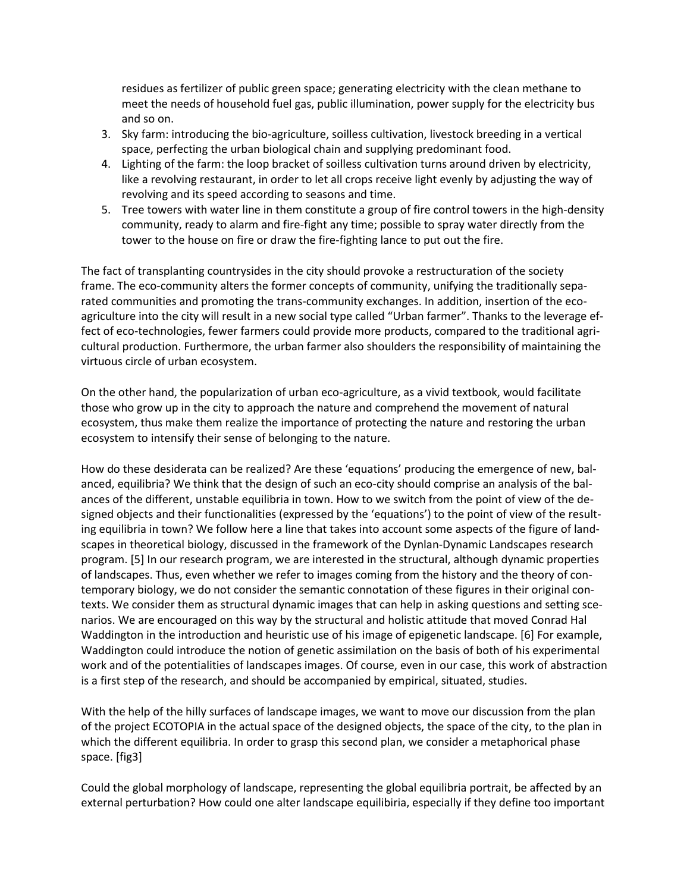residues as fertilizer of public green space; generating electricity with the clean methane to meet the needs of household fuel gas, public illumination, power supply for the electricity bus and so on.

3. Sky farm: introducing the bio-agriculture, soilless cultivation, livestock breeding in a vertical space, perfecting the urban biological chain and supplying predominant food.
4. Lighting of the farm: the loop bracket of soilless cultivation turns around driven by electricity, like a revolving restaurant, in order to let all crops receive light evenly by adjusting the way of revolving and its speed according to seasons and time.
5. Tree towers with water line in them constitute a group of fire control towers in the high-density community, ready to alarm and fire-fight any time; possible to spray water directly from the tower to the house on fire or draw the fire-fighting lance to put out the fire.

The fact of transplanting countrysides in the city should provoke a restructuration of the society frame. The eco-community alters the former concepts of community, unifying the traditionally separated communities and promoting the trans-community exchanges. In addition, insertion of the eco-agriculture into the city will result in a new social type called "Urban farmer". Thanks to the leverage effect of eco-technologies, fewer farmers could provide more products, compared to the traditional agricultural production. Furthermore, the urban farmer also shoulders the responsibility of maintaining the virtuous circle of urban ecosystem.

On the other hand, the popularization of urban eco-agriculture, as a vivid textbook, would facilitate those who grow up in the city to approach the nature and comprehend the movement of natural ecosystem, thus make them realize the importance of protecting the nature and restoring the urban ecosystem to intensify their sense of belonging to the nature.

How do these desiderata can be realized? Are these 'equations' producing the emergence of new, balanced, equilibria? We think that the design of such an eco-city should comprise an analysis of the balances of the different, unstable equilibria in town. How to we switch from the point of view of the designed objects and their functionalities (expressed by the 'equations') to the point of view of the resulting equilibria in town? We follow here a line that takes into account some aspects of the figure of landscapes in theoretical biology, discussed in the framework of the Dynlan-Dynamic Landscapes research program. [5] In our research program, we are interested in the structural, although dynamic properties of landscapes. Thus, even whether we refer to images coming from the history and the theory of contemporary biology, we do not consider the semantic connotation of these figures in their original contexts. We consider them as structural dynamic images that can help in asking questions and setting scenarios. We are encouraged on this way by the structural and holistic attitude that moved Conrad Hal Waddington in the introduction and heuristic use of his image of epigenetic landscape. [6] For example, Waddington could introduce the notion of genetic assimilation on the basis of both of his experimental work and of the potentialities of landscapes images. Of course, even in our case, this work of abstraction is a first step of the research, and should be accompanied by empirical, situated, studies.

With the help of the hilly surfaces of landscape images, we want to move our discussion from the plan of the project ECOTOPIA in the actual space of the designed objects, the space of the city, to the plan in which the different equilibria. In order to grasp this second plan, we consider a metaphorical phase space. [fig3]

Could the global morphology of landscape, representing the global equilibria portrait, be affected by an external perturbation? How could one alter landscape equilibiria, especially if they define too important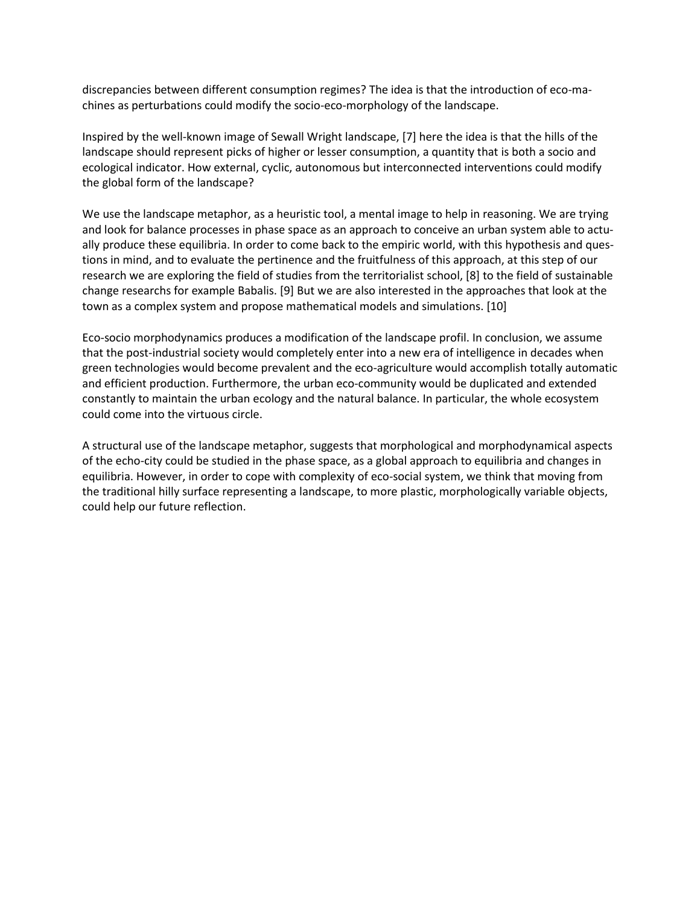discrepancies between different consumption regimes? The idea is that the introduction of eco-machines as perturbations could modify the socio-eco-morphology of the landscape.

Inspired by the well-known image of Sewall Wright landscape, [7] here the idea is that the hills of the landscape should represent picks of higher or lesser consumption, a quantity that is both a socio and ecological indicator. How external, cyclic, autonomous but interconnected interventions could modify the global form of the landscape?

We use the landscape metaphor, as a heuristic tool, a mental image to help in reasoning. We are trying and look for balance processes in phase space as an approach to conceive an urban system able to actually produce these equilibria. In order to come back to the empiric world, with this hypothesis and questions in mind, and to evaluate the pertinence and the fruitfulness of this approach, at this step of our research we are exploring the field of studies from the territorialist school, [8] to the field of sustainable change researchs for example Babalis. [9] But we are also interested in the approaches that look at the town as a complex system and propose mathematical models and simulations. [10]

Eco-socio morphodynamics produces a modification of the landscape profil. In conclusion, we assume that the post-industrial society would completely enter into a new era of intelligence in decades when green technologies would become prevalent and the eco-agriculture would accomplish totally automatic and efficient production. Furthermore, the urban eco-community would be duplicated and extended constantly to maintain the urban ecology and the natural balance. In particular, the whole ecosystem could come into the virtuous circle.

A structural use of the landscape metaphor, suggests that morphological and morphodynamical aspects of the echo-city could be studied in the phase space, as a global approach to equilibria and changes in equilibria. However, in order to cope with complexity of eco-social system, we think that moving from the traditional hilly surface representing a landscape, to more plastic, morphologically variable objects, could help our future reflection.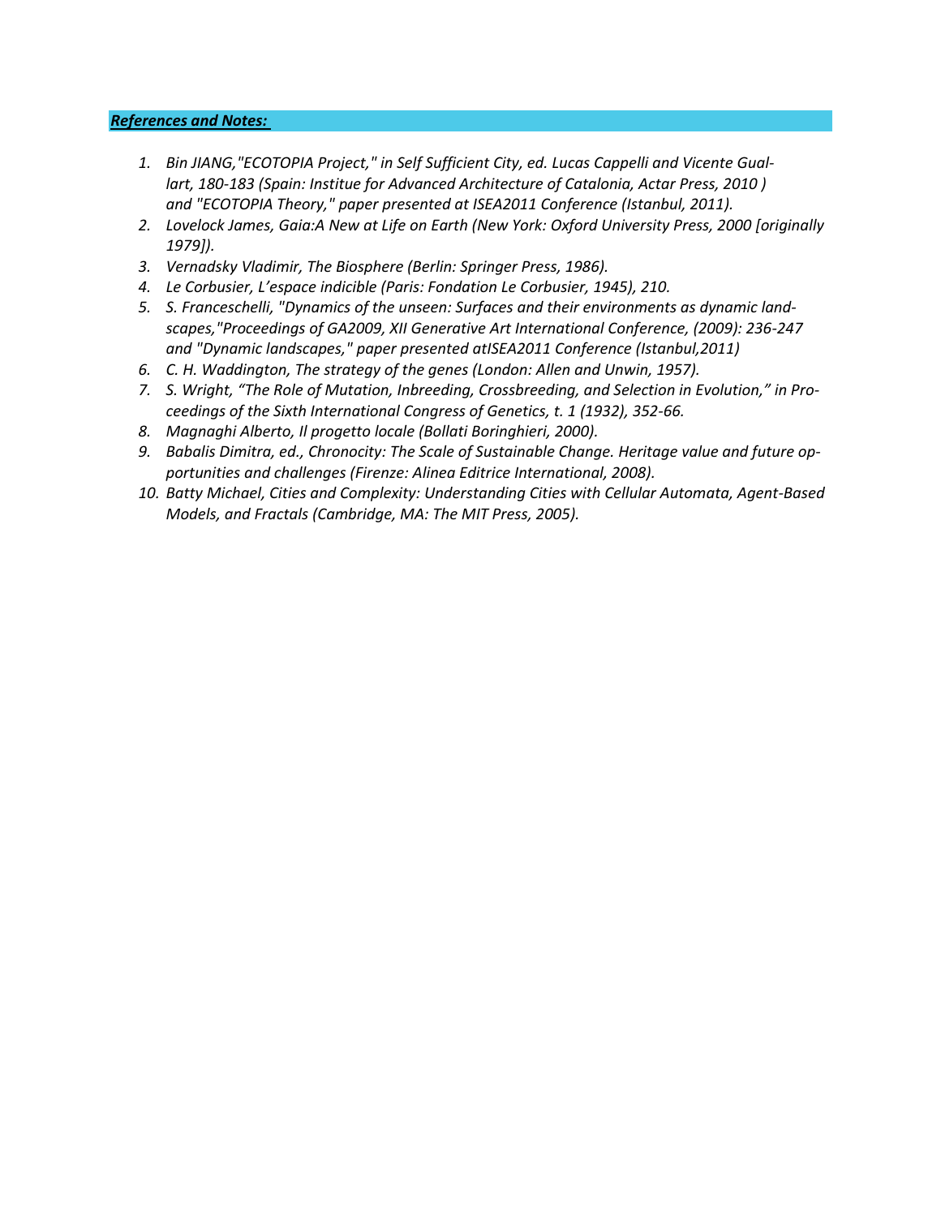***References and Notes:***

1. *Bin JIANG,"ECOTOPIA Project," in Self Sufficient City, ed. Lucas Cappelli and Vicente Guallart, 180-183 (Spain: Institue for Advanced Architecture of Catalonia, Actar Press, 2010 ) and "ECOTOPIA Theory," paper presented at ISEA2011 Conference (Istanbul, 2011).*
2. *Lovelock James, Gaia:A New at Life on Earth (New York: Oxford University Press, 2000 [originally 1979]).*
3. *Vernadsky Vladimir, The Biosphere (Berlin: Springer Press, 1986).*
4. *Le Corbusier, L'espace indicible (Paris: Fondation Le Corbusier, 1945), 210.*
5. *S. Franceschelli, "Dynamics of the unseen: Surfaces and their environments as dynamic landscapes,"Proceedings of GA2009, XII Generative Art International Conference, (2009): 236-247 and "Dynamic landscapes," paper presented atISEA2011 Conference (Istanbul,2011)*
6. *C. H. Waddington, The strategy of the genes (London: Allen and Unwin, 1957).*
7. *S. Wright, "The Role of Mutation, Inbreeding, Crossbreeding, and Selection in Evolution," in Proceedings of the Sixth International Congress of Genetics, t. 1 (1932), 352-66.*
8. *Magnaghi Alberto, Il progetto locale (Bollati Boringhieri, 2000).*
9. *Babalis Dimitra, ed., Chronocity: The Scale of Sustainable Change. Heritage value and future opportunities and challenges (Firenze: Alinea Editrice International, 2008).*
10. *Batty Michael, Cities and Complexity: Understanding Cities with Cellular Automata, Agent-Based Models, and Fractals (Cambridge, MA: The MIT Press, 2005).*